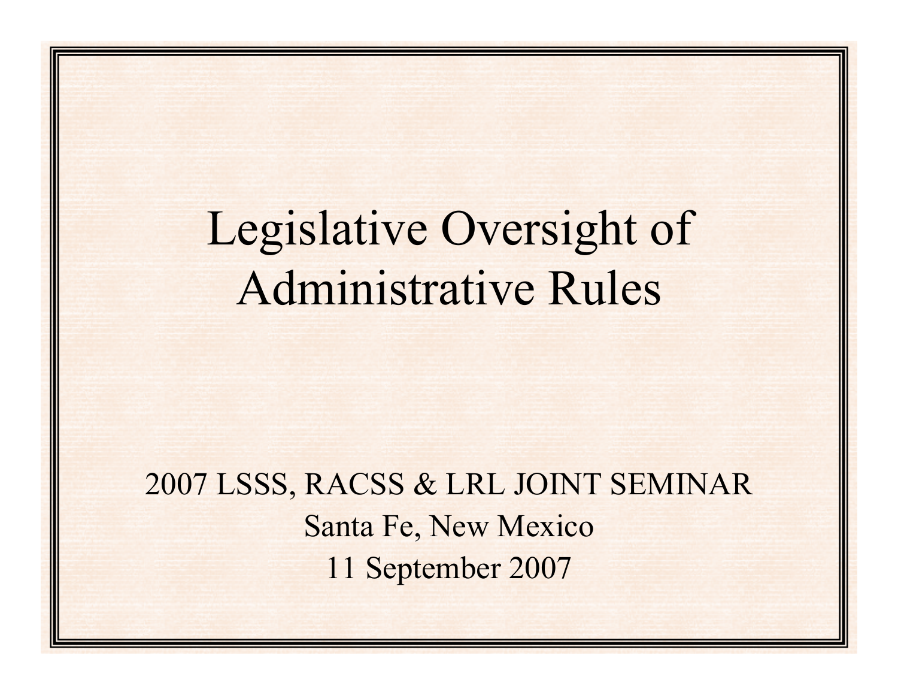# Legislative Oversight of Administrative Rules

2007 LSSS, RACSS & LRL JOINT SEMINAR

Santa Fe, New Mexico

11 September 2007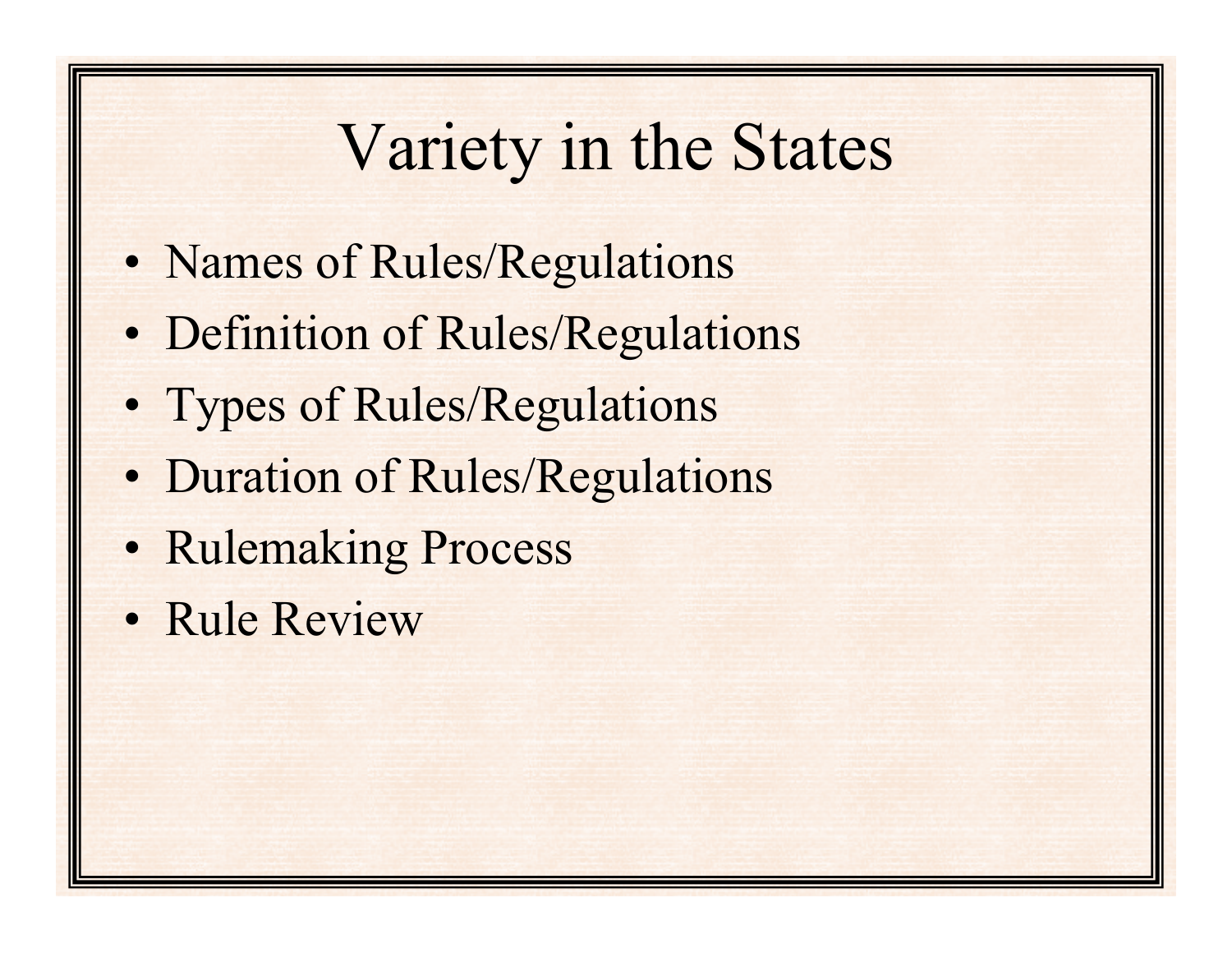# Variety in the States

- Names of Rules/Regulations
- Definition of Rules/Regulations
- Types of Rules/Regulations
- Duration of Rules/Regulations
- Rulemaking Process
- Rule Review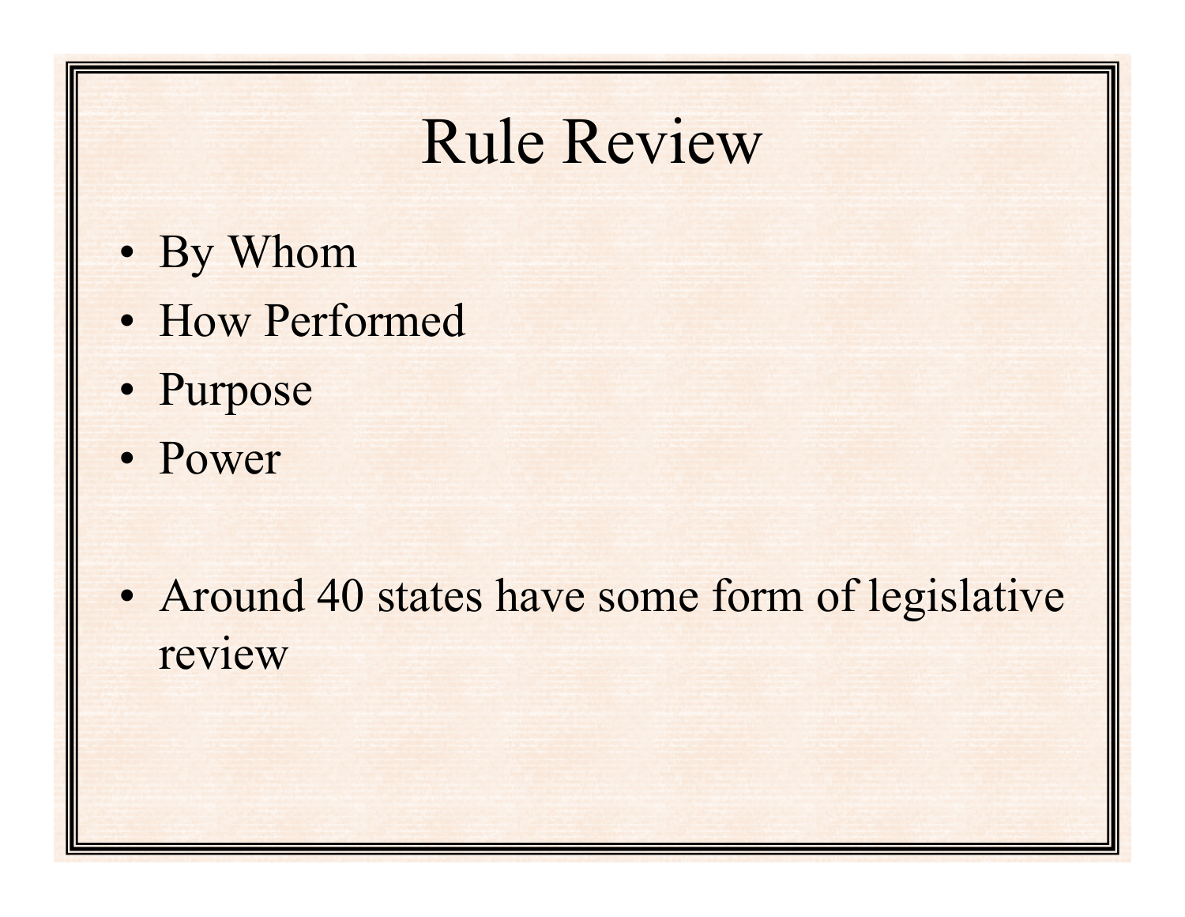# Rule Review

- By Whom
- How Performed
- Purpose
- Power

- Around 40 states have some form of legislative review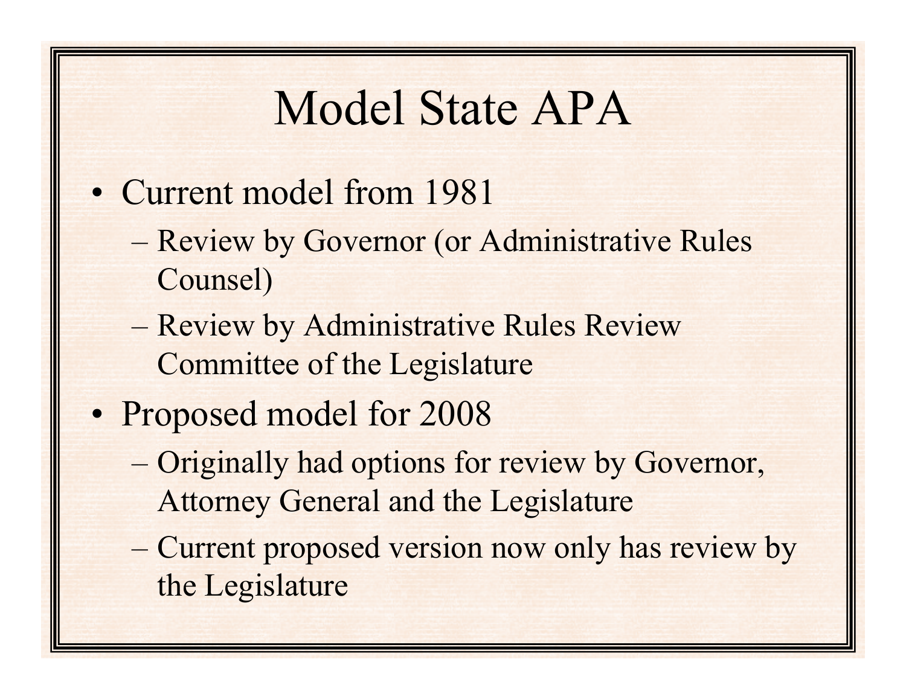# Model State APA

- Current model from 1981
  - Review by Governor (or Administrative Rules Counsel)
  - Review by Administrative Rules Review Committee of the Legislature
- Proposed model for 2008
  - Originally had options for review by Governor, Attorney General and the Legislature
  - Current proposed version now only has review by the Legislature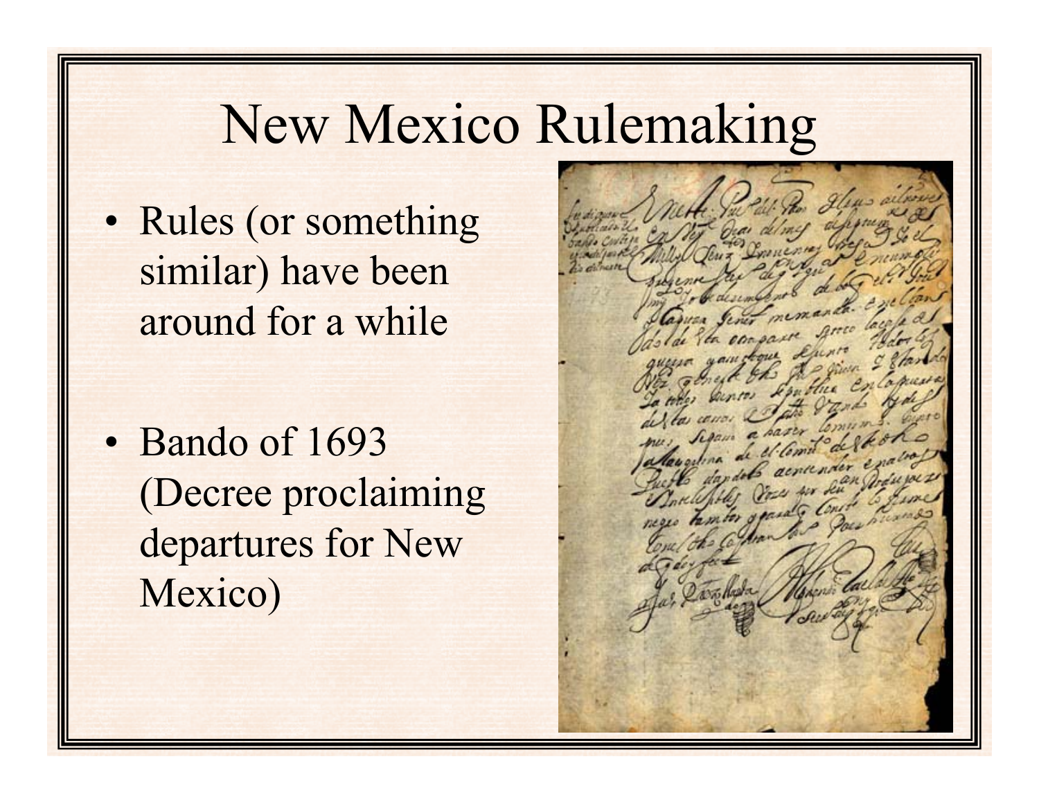# New Mexico Rulemaking

- Rules (or something similar) have been around for a while
- Bando of 1693 (Decree proclaiming departures for New Mexico)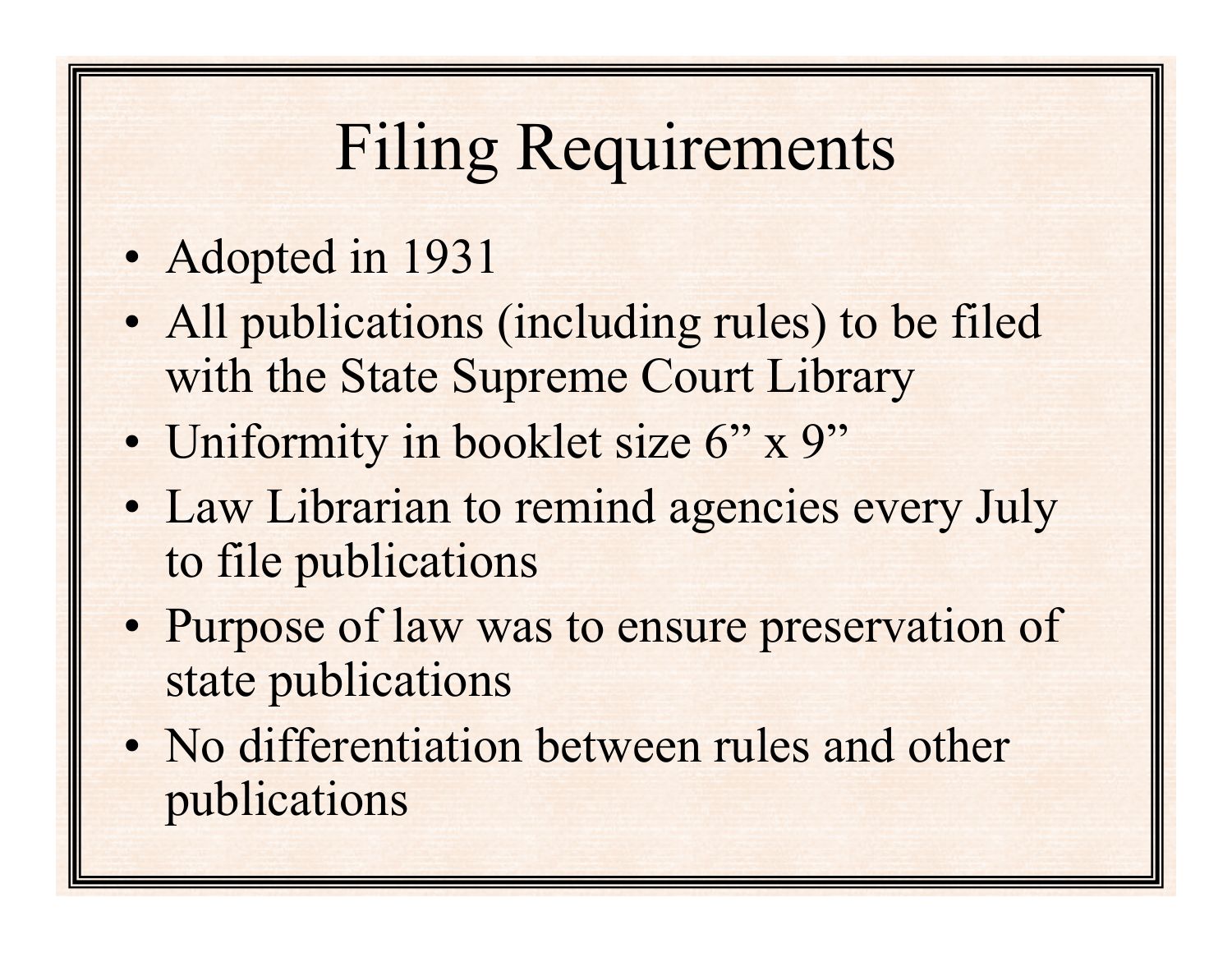# Filing Requirements

- Adopted in 1931
- All publications (including rules) to be filed with the State Supreme Court Library
- Uniformity in booklet size 6” x 9”
- Law Librarian to remind agencies every July to file publications
- Purpose of law was to ensure preservation of state publications
- No differentiation between rules and other publications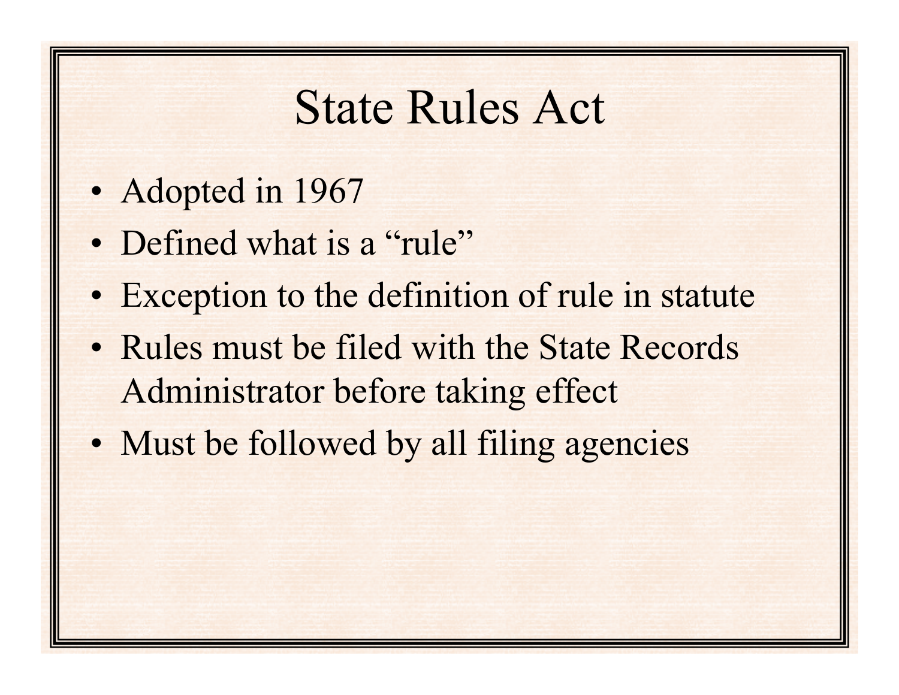# State Rules Act

- Adopted in 1967
- Defined what is a "rule"
- Exception to the definition of rule in statute
- Rules must be filed with the State Records Administrator before taking effect
- Must be followed by all filing agencies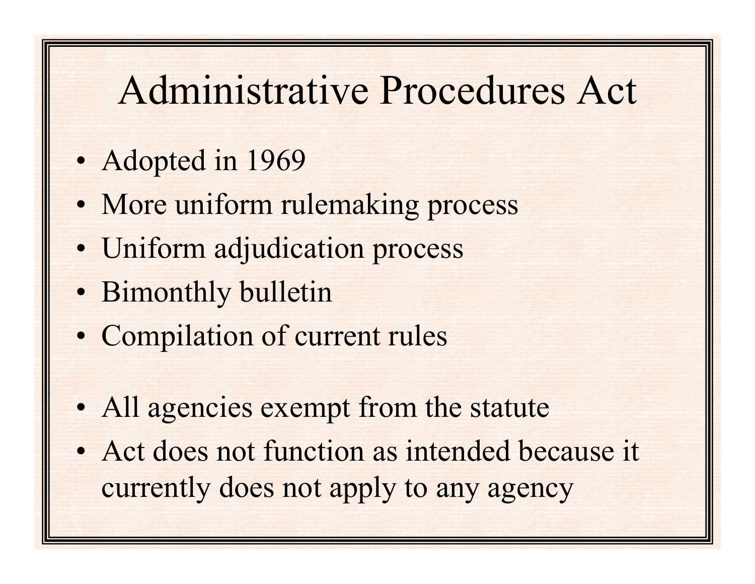# Administrative Procedures Act

- Adopted in 1969
- More uniform rulemaking process
- Uniform adjudication process
- Bimonthly bulletin
- Compilation of current rules

- All agencies exempt from the statute
- Act does not function as intended because it currently does not apply to any agency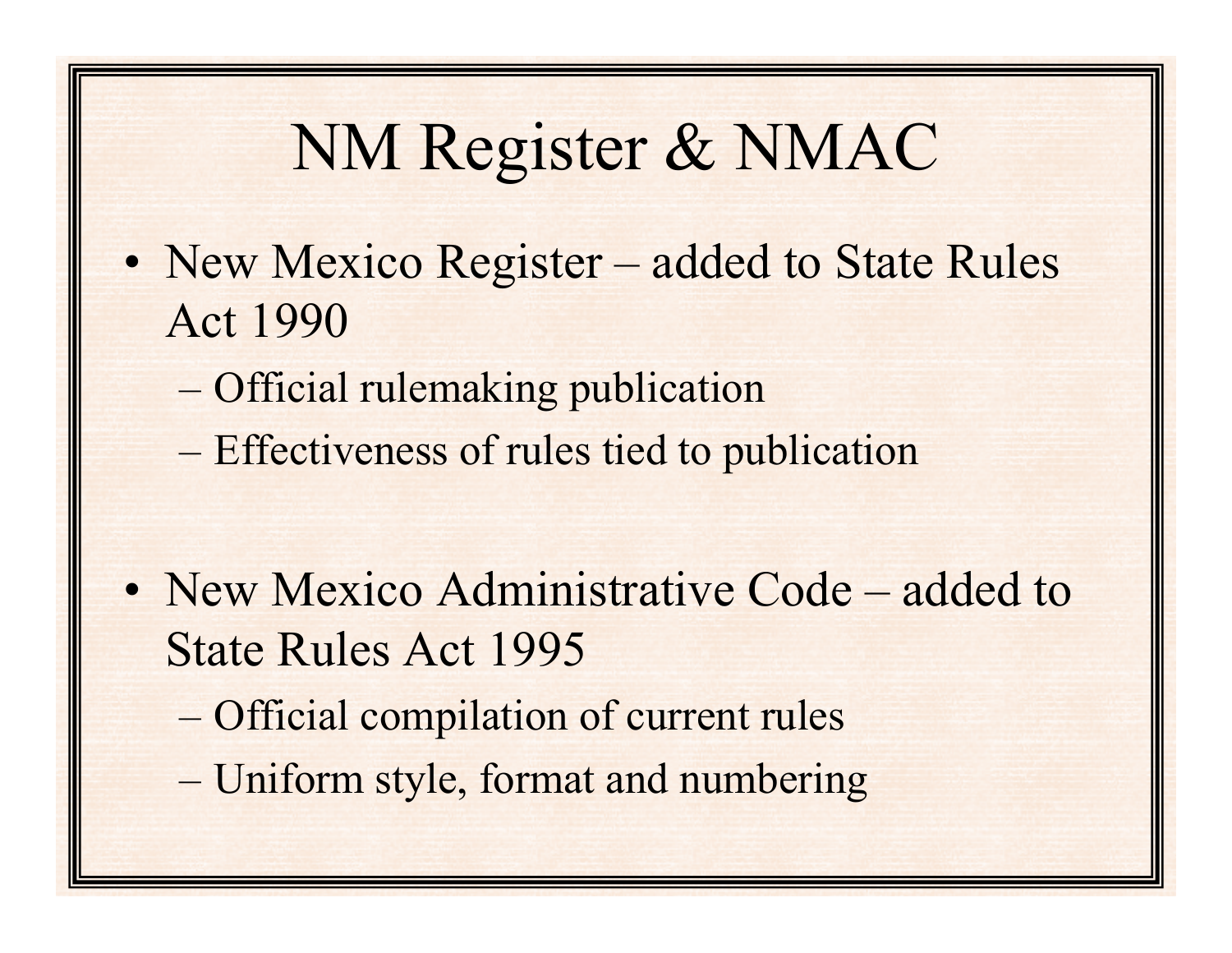# NM Register & NMAC

- New Mexico Register – added to State Rules Act 1990
  - Official rulemaking publication
  - Effectiveness of rules tied to publication

- New Mexico Administrative Code – added to State Rules Act 1995
  - Official compilation of current rules
  - Uniform style, format and numbering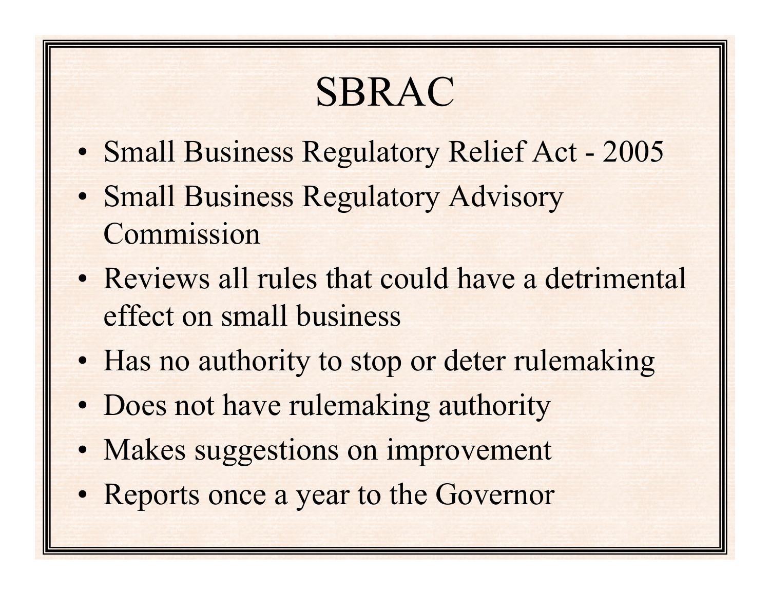# SBRAC

- Small Business Regulatory Relief Act - 2005
- Small Business Regulatory Advisory Commission
- Reviews all rules that could have a detrimental effect on small business
- Has no authority to stop or deter rulemaking
- Does not have rulemaking authority
- Makes suggestions on improvement
- Reports once a year to the Governor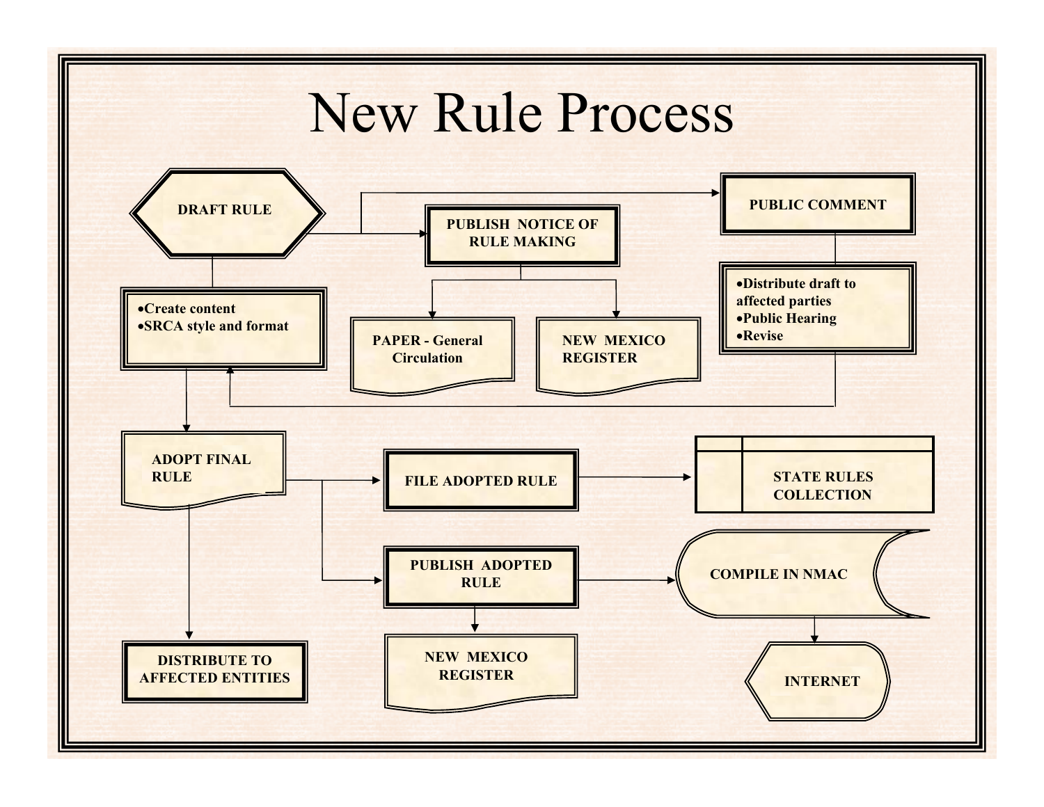# New Rule Process

DRAFT RULE

- Create content
- SRCA style and format

PUBLISH NOTICE OF RULE MAKING

PAPER - General Circulation

NEW MEXICO REGISTER

PUBLIC COMMENT

- Distribute draft to affected parties
- Public Hearing
- Revise

ADOPT FINAL RULE

FILE ADOPTED RULE

STATE RULES COLLECTION

PUBLISH ADOPTED RULE

COMPILE IN NMAC

NEW MEXICO REGISTER

INTERNET

DISTRIBUTE TO AFFECTED ENTITIES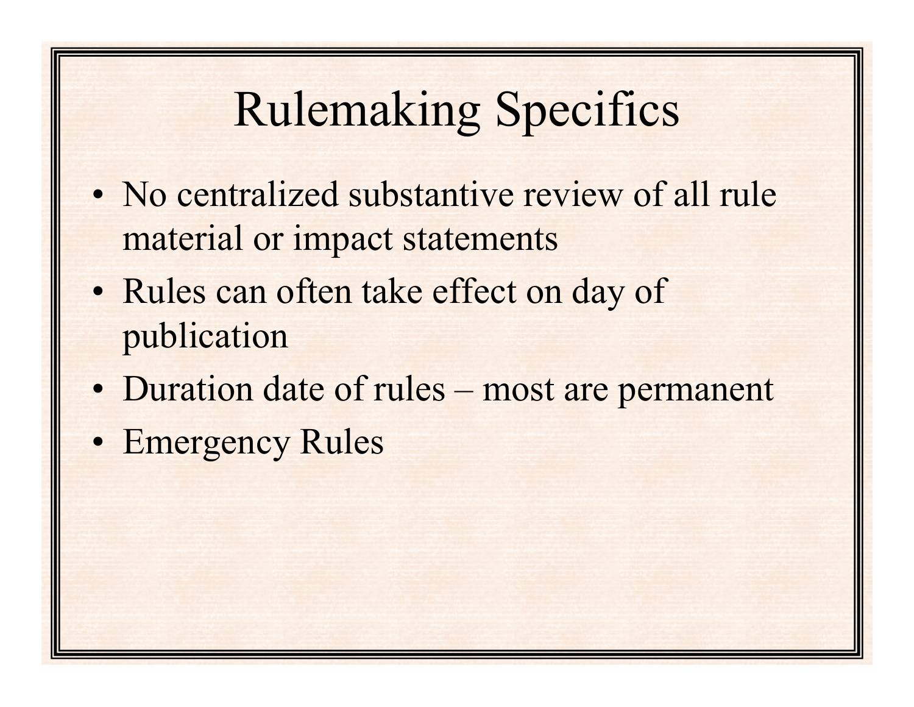# Rulemaking Specifics

- No centralized substantive review of all rule material or impact statements
- Rules can often take effect on day of publication
- Duration date of rules – most are permanent
- Emergency Rules